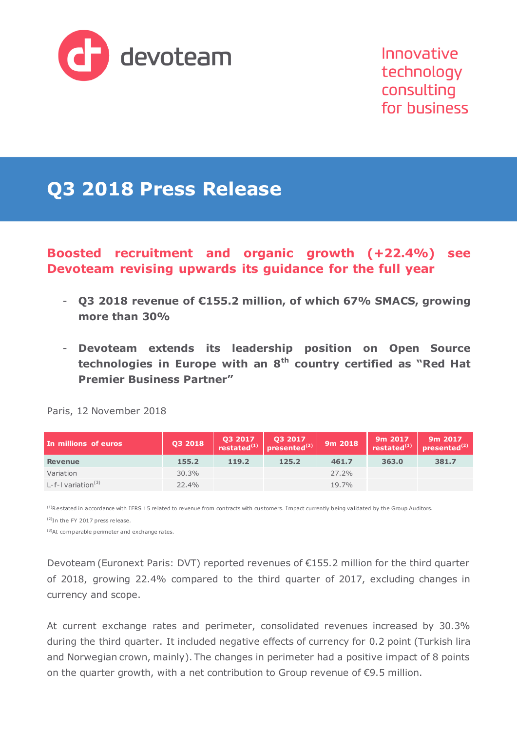devoteam

Innovative technology consulting for business

# Q3 2018 Press Release

## Boosted recruitment and organic growth (+22.4%) see Devoteam revising upwards its guidance for the full year

- **Q3 2018 revenue of €155.2 million, of which 67% SMACS, growing more than 30%**
- **Devoteam extends its leadership position on Open Source technologies in Europe with an 8th country certified as "Red Hat Premier Business Partner"**

Paris, 12 November 2018

| In millions of euros | Q3 2018 | Q3 2017 restated[1] | Q3 2017 presented[2] | 9m 2018 | 9m 2017 restated[1] | 9m 2017 presented[2] |
|---|---|---|---|---|---|---|
| **Revenue** | **155.2** | **119.2** | **125.2** | **461.7** | **363.0** | **381.7** |
| Variation | 30.3% | | | 27.2% | | |
| L-f-l variation[3] | 22.4% | | | 19.7% | | |

[1] Restated in accordance with IFRS 15 related to revenue from contracts with customers. Impact currently being validated by the Group Auditors.

[2] In the FY 2017 press release.

[3] At comparable perimeter and exchange rates.

Devoteam (Euronext Paris: DVT) reported revenues of €155.2 million for the third quarter of 2018, growing 22.4% compared to the third quarter of 2017, excluding changes in currency and scope.

At current exchange rates and perimeter, consolidated revenues increased by 30.3% during the third quarter. It included negative effects of currency for 0.2 point (Turkish lira and Norwegian crown, mainly). The changes in perimeter had a positive impact of 8 points on the quarter growth, with a net contribution to Group revenue of €9.5 million.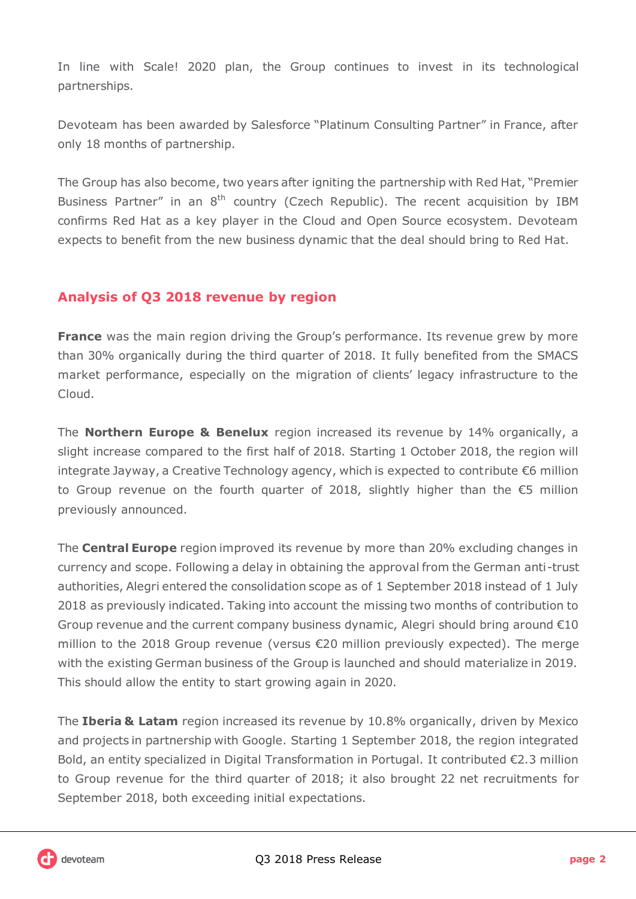In line with Scale! 2020 plan, the Group continues to invest in its technological partnerships.

Devoteam has been awarded by Salesforce "Platinum Consulting Partner" in France, after only 18 months of partnership.

The Group has also become, two years after igniting the partnership with Red Hat, "Premier Business Partner" in an 8th country (Czech Republic). The recent acquisition by IBM confirms Red Hat as a key player in the Cloud and Open Source ecosystem. Devoteam expects to benefit from the new business dynamic that the deal should bring to Red Hat.

## Analysis of Q3 2018 revenue by region

**France** was the main region driving the Group's performance. Its revenue grew by more than 30% organically during the third quarter of 2018. It fully benefited from the SMACS market performance, especially on the migration of clients' legacy infrastructure to the Cloud.

The **Northern Europe & Benelux** region increased its revenue by 14% organically, a slight increase compared to the first half of 2018. Starting 1 October 2018, the region will integrate Jayway, a Creative Technology agency, which is expected to contribute €6 million to Group revenue on the fourth quarter of 2018, slightly higher than the €5 million previously announced.

The **Central Europe** region improved its revenue by more than 20% excluding changes in currency and scope. Following a delay in obtaining the approval from the German anti-trust authorities, Alegri entered the consolidation scope as of 1 September 2018 instead of 1 July 2018 as previously indicated. Taking into account the missing two months of contribution to Group revenue and the current company business dynamic, Alegri should bring around €10 million to the 2018 Group revenue (versus €20 million previously expected). The merge with the existing German business of the Group is launched and should materialize in 2019. This should allow the entity to start growing again in 2020.

The **Iberia & Latam** region increased its revenue by 10.8% organically, driven by Mexico and projects in partnership with Google. Starting 1 September 2018, the region integrated Bold, an entity specialized in Digital Transformation in Portugal. It contributed €2.3 million to Group revenue for the third quarter of 2018; it also brought 22 net recruitments for September 2018, both exceeding initial expectations.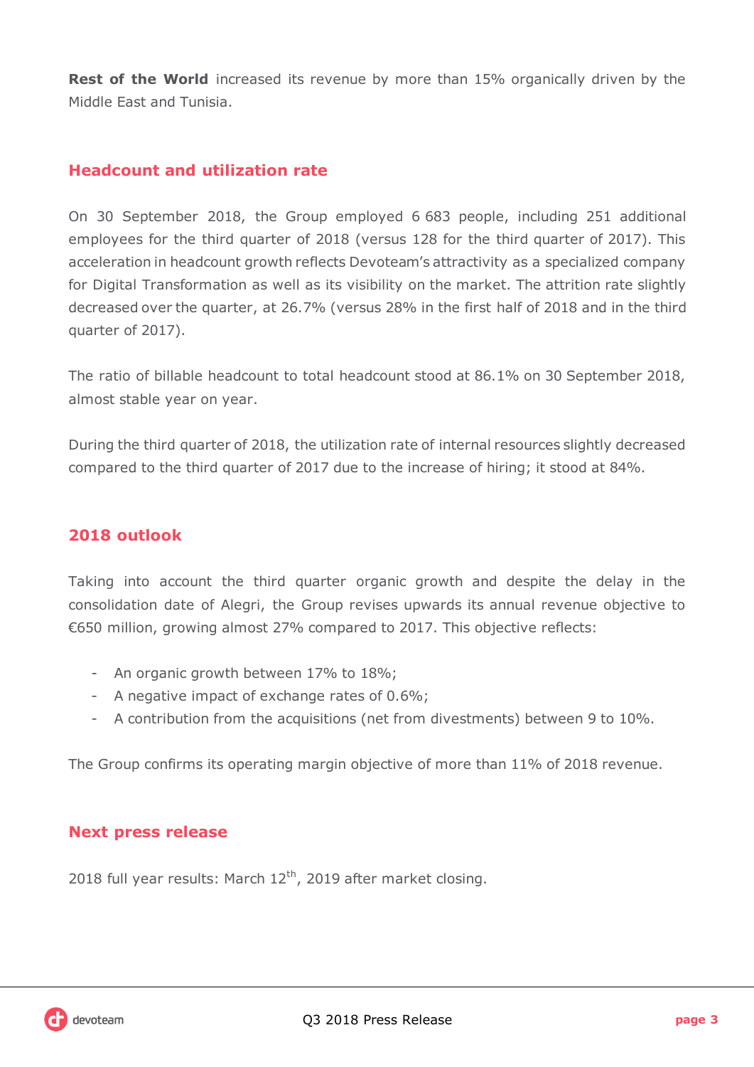**Rest of the World** increased its revenue by more than 15% organically driven by the Middle East and Tunisia.

## Headcount and utilization rate

On 30 September 2018, the Group employed 6 683 people, including 251 additional employees for the third quarter of 2018 (versus 128 for the third quarter of 2017). This acceleration in headcount growth reflects Devoteam's attractivity as a specialized company for Digital Transformation as well as its visibility on the market. The attrition rate slightly decreased over the quarter, at 26.7% (versus 28% in the first half of 2018 and in the third quarter of 2017).

The ratio of billable headcount to total headcount stood at 86.1% on 30 September 2018, almost stable year on year.

During the third quarter of 2018, the utilization rate of internal resources slightly decreased compared to the third quarter of 2017 due to the increase of hiring; it stood at 84%.

## 2018 outlook

Taking into account the third quarter organic growth and despite the delay in the consolidation date of Alegri, the Group revises upwards its annual revenue objective to €650 million, growing almost 27% compared to 2017. This objective reflects:

- An organic growth between 17% to 18%;
- A negative impact of exchange rates of 0.6%;
- A contribution from the acquisitions (net from divestments) between 9 to 10%.

The Group confirms its operating margin objective of more than 11% of 2018 revenue.

## Next press release

2018 full year results: March 12th, 2019 after market closing.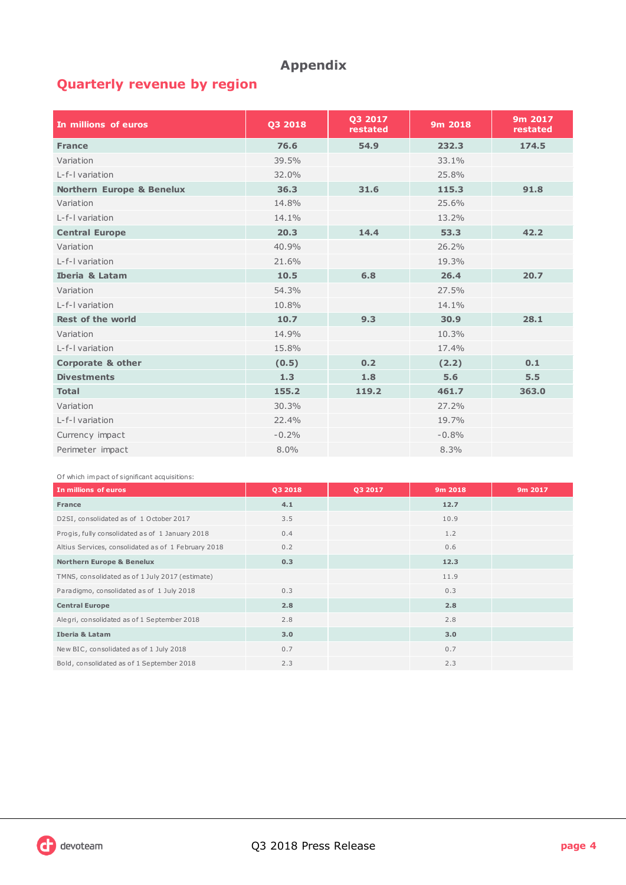# Appendix

## Quarterly revenue by region

| In millions of euros | Q3 2018 | Q3 2017 restated | 9m 2018 | 9m 2017 restated |
|---|---|---|---|---|
| **France** | **76.6** | **54.9** | **232.3** | **174.5** |
| Variation | 39.5% | | 33.1% | |
| L-f-l variation | 32.0% | | 25.8% | |
| **Northern Europe & Benelux** | **36.3** | **31.6** | **115.3** | **91.8** |
| Variation | 14.8% | | 25.6% | |
| L-f-l variation | 14.1% | | 13.2% | |
| **Central Europe** | **20.3** | **14.4** | **53.3** | **42.2** |
| Variation | 40.9% | | 26.2% | |
| L-f-l variation | 21.6% | | 19.3% | |
| **Iberia & Latam** | **10.5** | **6.8** | **26.4** | **20.7** |
| Variation | 54.3% | | 27.5% | |
| L-f-l variation | 10.8% | | 14.1% | |
| **Rest of the world** | **10.7** | **9.3** | **30.9** | **28.1** |
| Variation | 14.9% | | 10.3% | |
| L-f-l variation | 15.8% | | 17.4% | |
| **Corporate & other** | **(0.5)** | **0.2** | **(2.2)** | **0.1** |
| **Divestments** | **1.3** | **1.8** | **5.6** | **5.5** |
| **Total** | **155.2** | **119.2** | **461.7** | **363.0** |
| Variation | 30.3% | | 27.2% | |
| L-f-l variation | 22.4% | | 19.7% | |
| Currency impact | -0.2% | | -0.8% | |
| Perimeter impact | 8.0% | | 8.3% | |

Of which impact of significant acquisitions:

| In millions of euros | Q3 2018 | Q3 2017 | 9m 2018 | 9m 2017 |
|---|---|---|---|---|
| **France** | **4.1** | | **12.7** | |
| D2SI, consolidated as of 1 October 2017 | 3.5 | | 10.9 | |
| Progis, fully consolidated as of 1 January 2018 | 0.4 | | 1.2 | |
| Altius Services, consolidated as of 1 February 2018 | 0.2 | | 0.6 | |
| **Northern Europe & Benelux** | **0.3** | | **12.3** | |
| TMNS, consolidated as of 1 July 2017 (estimate) | | | 11.9 | |
| Paradigmo, consolidated as of 1 July 2018 | 0.3 | | 0.3 | |
| **Central Europe** | **2.8** | | **2.8** | |
| Alegri, consolidated as of 1 September 2018 | 2.8 | | 2.8 | |
| **Iberia & Latam** | **3.0** | | **3.0** | |
| New BIC, consolidated as of 1 July 2018 | 0.7 | | 0.7 | |
| Bold, consolidated as of 1 September 2018 | 2.3 | | 2.3 | |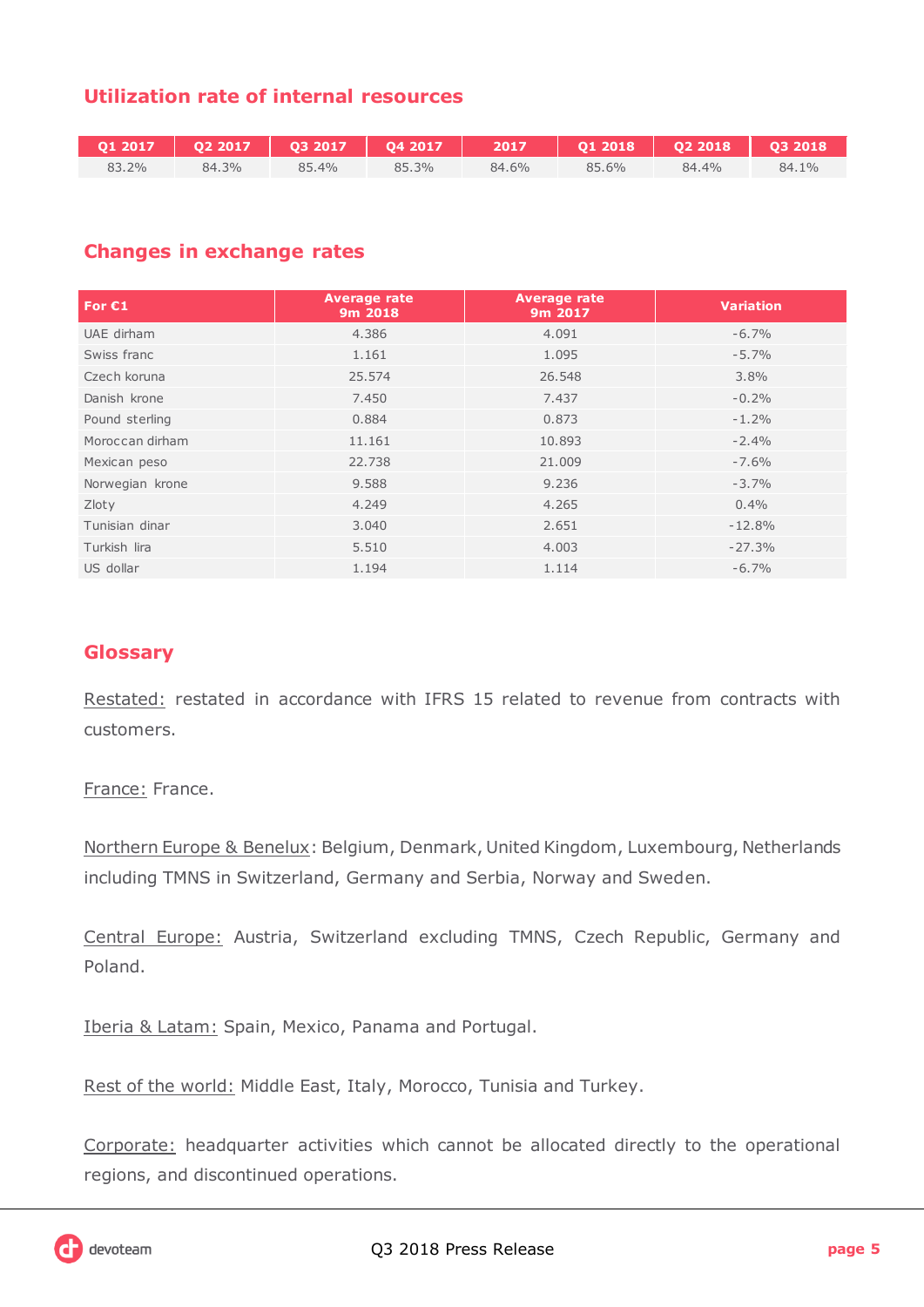## Utilization rate of internal resources

| Q1 2017 | Q2 2017 | Q3 2017 | Q4 2017 | 2017 | Q1 2018 | Q2 2018 | Q3 2018 |
|---|---|---|---|---|---|---|---|
| 83.2% | 84.3% | 85.4% | 85.3% | 84.6% | 85.6% | 84.4% | 84.1% |

## Changes in exchange rates

| For €1 | Average rate 9m 2018 | Average rate 9m 2017 | Variation |
|---|---|---|---|
| UAE dirham | 4.386 | 4.091 | -6.7% |
| Swiss franc | 1.161 | 1.095 | -5.7% |
| Czech koruna | 25.574 | 26.548 | 3.8% |
| Danish krone | 7.450 | 7.437 | -0.2% |
| Pound sterling | 0.884 | 0.873 | -1.2% |
| Moroccan dirham | 11.161 | 10.893 | -2.4% |
| Mexican peso | 22.738 | 21.009 | -7.6% |
| Norwegian krone | 9.588 | 9.236 | -3.7% |
| Zloty | 4.249 | 4.265 | 0.4% |
| Tunisian dinar | 3.040 | 2.651 | -12.8% |
| Turkish lira | 5.510 | 4.003 | -27.3% |
| US dollar | 1.194 | 1.114 | -6.7% |

## Glossary

Restated: restated in accordance with IFRS 15 related to revenue from contracts with customers.

France: France.

Northern Europe & Benelux: Belgium, Denmark, United Kingdom, Luxembourg, Netherlands including TMNS in Switzerland, Germany and Serbia, Norway and Sweden.

Central Europe: Austria, Switzerland excluding TMNS, Czech Republic, Germany and Poland.

Iberia & Latam: Spain, Mexico, Panama and Portugal.

Rest of the world: Middle East, Italy, Morocco, Tunisia and Turkey.

Corporate: headquarter activities which cannot be allocated directly to the operational regions, and discontinued operations.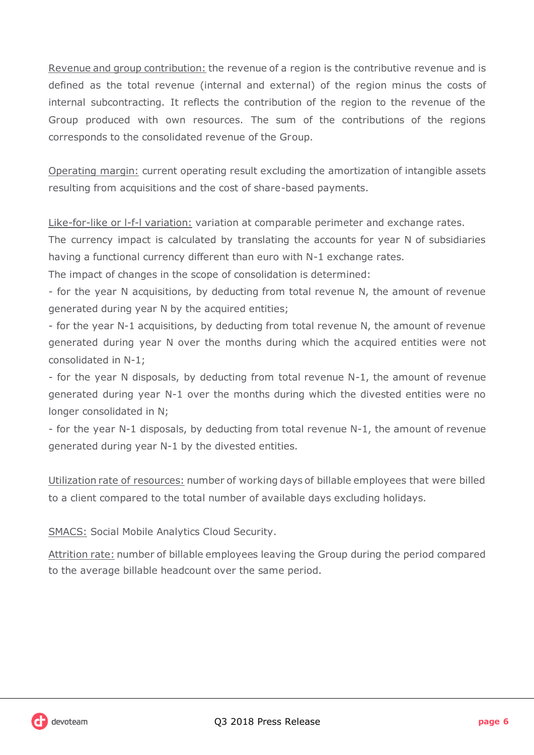Revenue and group contribution: the revenue of a region is the contributive revenue and is defined as the total revenue (internal and external) of the region minus the costs of internal subcontracting. It reflects the contribution of the region to the revenue of the Group produced with own resources. The sum of the contributions of the regions corresponds to the consolidated revenue of the Group.

Operating margin: current operating result excluding the amortization of intangible assets resulting from acquisitions and the cost of share-based payments.

Like-for-like or l-f-l variation: variation at comparable perimeter and exchange rates.
The currency impact is calculated by translating the accounts for year N of subsidiaries having a functional currency different than euro with N-1 exchange rates.
The impact of changes in the scope of consolidation is determined:

- for the year N acquisitions, by deducting from total revenue N, the amount of revenue generated during year N by the acquired entities;
- for the year N-1 acquisitions, by deducting from total revenue N, the amount of revenue generated during year N over the months during which the acquired entities were not consolidated in N-1;
- for the year N disposals, by deducting from total revenue N-1, the amount of revenue generated during year N-1 over the months during which the divested entities were no longer consolidated in N;
- for the year N-1 disposals, by deducting from total revenue N-1, the amount of revenue generated during year N-1 by the divested entities.

Utilization rate of resources: number of working days of billable employees that were billed to a client compared to the total number of available days excluding holidays.

SMACS: Social Mobile Analytics Cloud Security.

Attrition rate: number of billable employees leaving the Group during the period compared to the average billable headcount over the same period.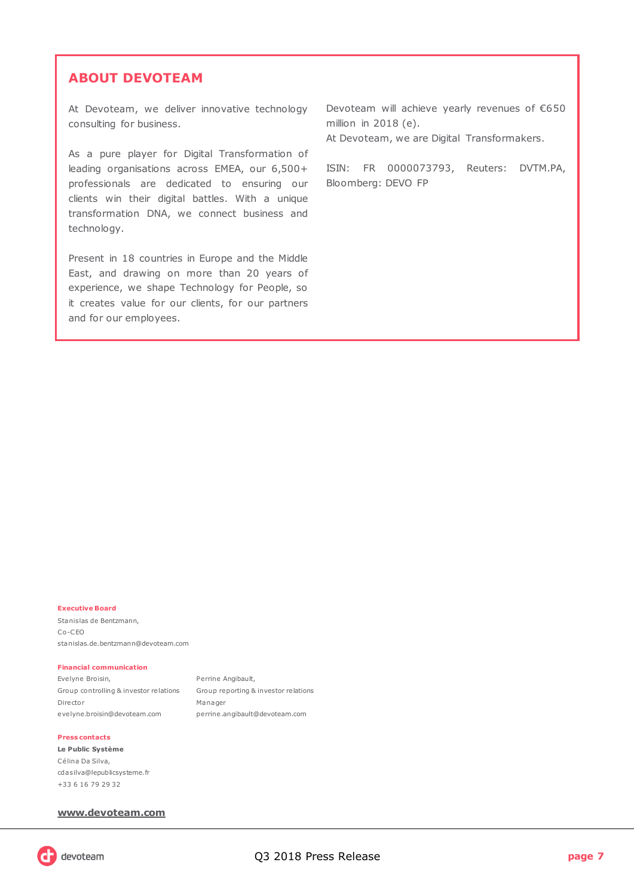## ABOUT DEVOTEAM

At Devoteam, we deliver innovative technology consulting for business.

As a pure player for Digital Transformation of leading organisations across EMEA, our 6,500+ professionals are dedicated to ensuring our clients win their digital battles. With a unique transformation DNA, we connect business and technology.

Present in 18 countries in Europe and the Middle East, and drawing on more than 20 years of experience, we shape Technology for People, so it creates value for our clients, for our partners and for our employees.

Devoteam will achieve yearly revenues of €650 million in 2018 (e).
At Devoteam, we are Digital Transformakers.

ISIN: FR 0000073793, Reuters: DVTM.PA, Bloomberg: DEVO FP

**Executive Board**
Stanislas de Bentzmann,
Co-CEO
stanislas.de.bentzmann@devoteam.com

**Financial communication**
Evelyne Broisin,
Group controlling & investor relations Director
evelyne.broisin@devoteam.com

Perrine Angibault,
Group reporting & investor relations Manager
perrine.angibault@devoteam.com

**Press contacts**
**Le Public Système**
Célina Da Silva,
cdasilva@lepublicsysteme.fr
+33 6 16 79 29 32

**www.devoteam.com**